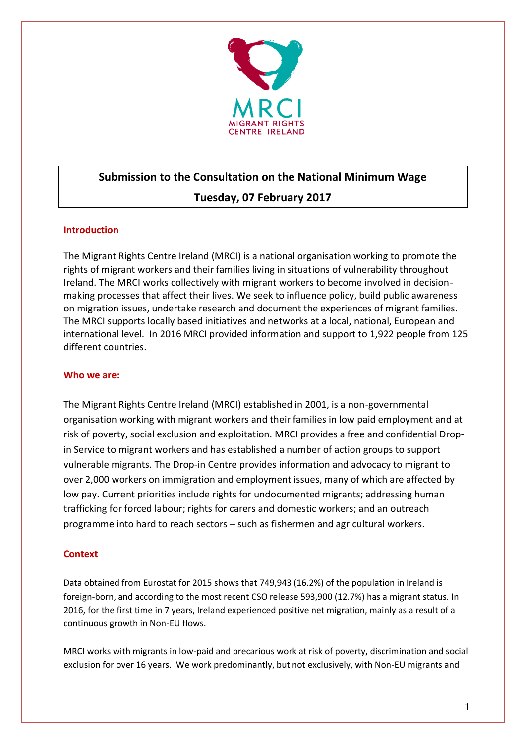MRCI
MIGRANT RIGHTS
CENTRE IRELAND

# Submission to the Consultation on the National Minimum Wage

**Tuesday, 07 February 2017**

## Introduction

The Migrant Rights Centre Ireland (MRCI) is a national organisation working to promote the rights of migrant workers and their families living in situations of vulnerability throughout Ireland. The MRCI works collectively with migrant workers to become involved in decision-making processes that affect their lives. We seek to influence policy, build public awareness on migration issues, undertake research and document the experiences of migrant families. The MRCI supports locally based initiatives and networks at a local, national, European and international level. In 2016 MRCI provided information and support to 1,922 people from 125 different countries.

## Who we are:

The Migrant Rights Centre Ireland (MRCI) established in 2001, is a non-governmental organisation working with migrant workers and their families in low paid employment and at risk of poverty, social exclusion and exploitation. MRCI provides a free and confidential Drop-in Service to migrant workers and has established a number of action groups to support vulnerable migrants. The Drop-in Centre provides information and advocacy to migrant to over 2,000 workers on immigration and employment issues, many of which are affected by low pay. Current priorities include rights for undocumented migrants; addressing human trafficking for forced labour; rights for carers and domestic workers; and an outreach programme into hard to reach sectors – such as fishermen and agricultural workers.

## Context

Data obtained from Eurostat for 2015 shows that 749,943 (16.2%) of the population in Ireland is foreign-born, and according to the most recent CSO release 593,900 (12.7%) has a migrant status. In 2016, for the first time in 7 years, Ireland experienced positive net migration, mainly as a result of a continuous growth in Non-EU flows.

MRCI works with migrants in low-paid and precarious work at risk of poverty, discrimination and social exclusion for over 16 years. We work predominantly, but not exclusively, with Non-EU migrants and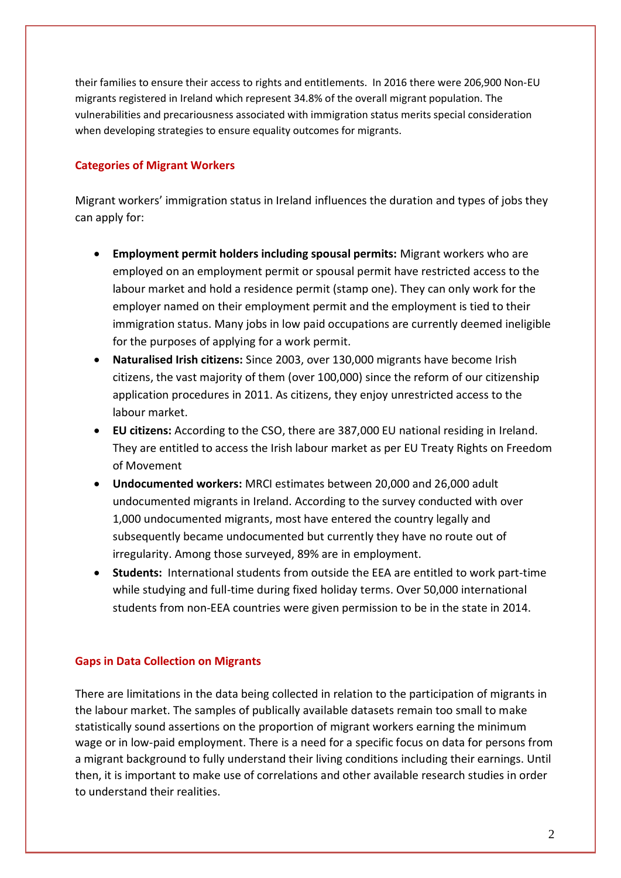their families to ensure their access to rights and entitlements. In 2016 there were 206,900 Non-EU migrants registered in Ireland which represent 34.8% of the overall migrant population. The vulnerabilities and precariousness associated with immigration status merits special consideration when developing strategies to ensure equality outcomes for migrants.

## Categories of Migrant Workers

Migrant workers' immigration status in Ireland influences the duration and types of jobs they can apply for:

- **Employment permit holders including spousal permits:** Migrant workers who are employed on an employment permit or spousal permit have restricted access to the labour market and hold a residence permit (stamp one). They can only work for the employer named on their employment permit and the employment is tied to their immigration status. Many jobs in low paid occupations are currently deemed ineligible for the purposes of applying for a work permit.
- **Naturalised Irish citizens:** Since 2003, over 130,000 migrants have become Irish citizens, the vast majority of them (over 100,000) since the reform of our citizenship application procedures in 2011. As citizens, they enjoy unrestricted access to the labour market.
- **EU citizens:** According to the CSO, there are 387,000 EU national residing in Ireland. They are entitled to access the Irish labour market as per EU Treaty Rights on Freedom of Movement
- **Undocumented workers:** MRCI estimates between 20,000 and 26,000 adult undocumented migrants in Ireland. According to the survey conducted with over 1,000 undocumented migrants, most have entered the country legally and subsequently became undocumented but currently they have no route out of irregularity. Among those surveyed, 89% are in employment.
- **Students:** International students from outside the EEA are entitled to work part-time while studying and full-time during fixed holiday terms. Over 50,000 international students from non-EEA countries were given permission to be in the state in 2014.

## Gaps in Data Collection on Migrants

There are limitations in the data being collected in relation to the participation of migrants in the labour market. The samples of publically available datasets remain too small to make statistically sound assertions on the proportion of migrant workers earning the minimum wage or in low-paid employment. There is a need for a specific focus on data for persons from a migrant background to fully understand their living conditions including their earnings. Until then, it is important to make use of correlations and other available research studies in order to understand their realities.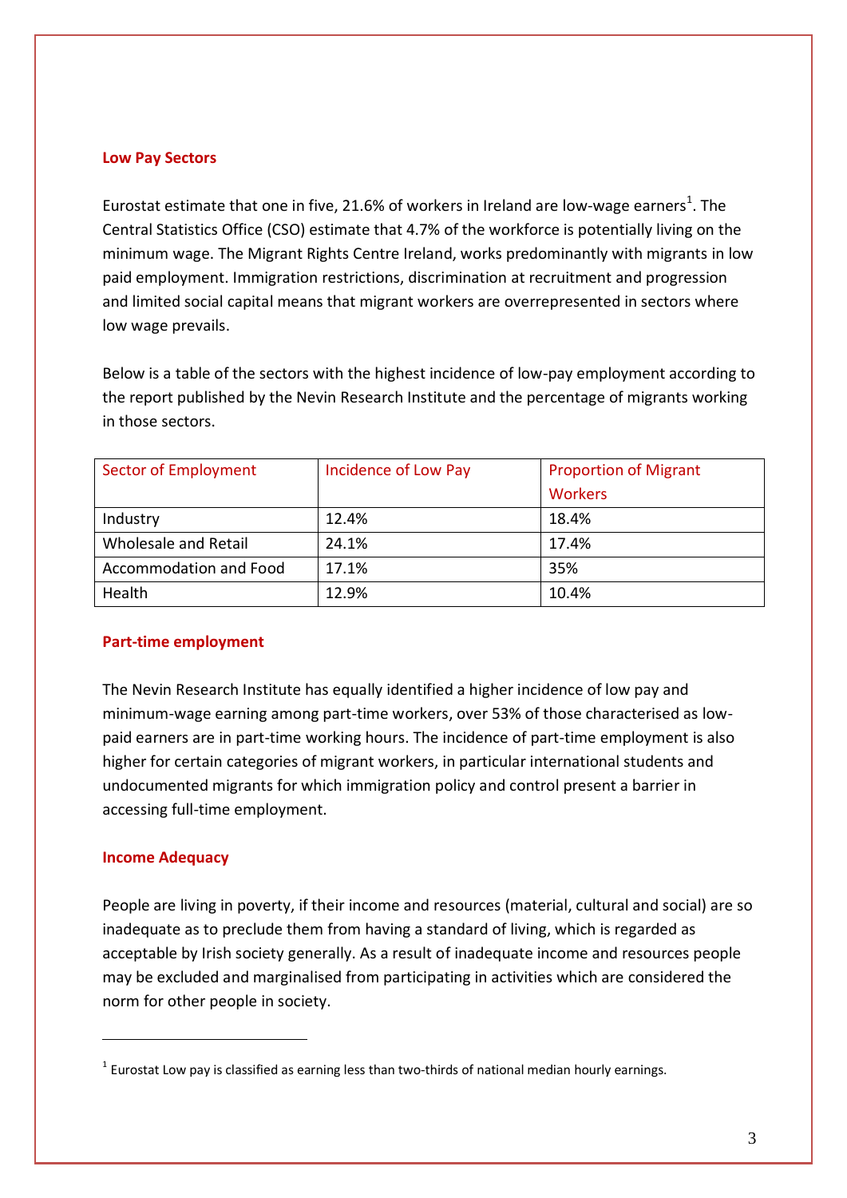## Low Pay Sectors

Eurostat estimate that one in five, 21.6% of workers in Ireland are low-wage earners[1]. The Central Statistics Office (CSO) estimate that 4.7% of the workforce is potentially living on the minimum wage. The Migrant Rights Centre Ireland, works predominantly with migrants in low paid employment. Immigration restrictions, discrimination at recruitment and progression and limited social capital means that migrant workers are overrepresented in sectors where low wage prevails.

Below is a table of the sectors with the highest incidence of low-pay employment according to the report published by the Nevin Research Institute and the percentage of migrants working in those sectors.

| Sector of Employment | Incidence of Low Pay | Proportion of Migrant Workers |
|---|---|---|
| Industry | 12.4% | 18.4% |
| Wholesale and Retail | 24.1% | 17.4% |
| Accommodation and Food | 17.1% | 35% |
| Health | 12.9% | 10.4% |

## Part-time employment

The Nevin Research Institute has equally identified a higher incidence of low pay and minimum-wage earning among part-time workers, over 53% of those characterised as low-paid earners are in part-time working hours. The incidence of part-time employment is also higher for certain categories of migrant workers, in particular international students and undocumented migrants for which immigration policy and control present a barrier in accessing full-time employment.

## Income Adequacy

People are living in poverty, if their income and resources (material, cultural and social) are so inadequate as to preclude them from having a standard of living, which is regarded as acceptable by Irish society generally. As a result of inadequate income and resources people may be excluded and marginalised from participating in activities which are considered the norm for other people in society.

---

[1] Eurostat Low pay is classified as earning less than two-thirds of national median hourly earnings.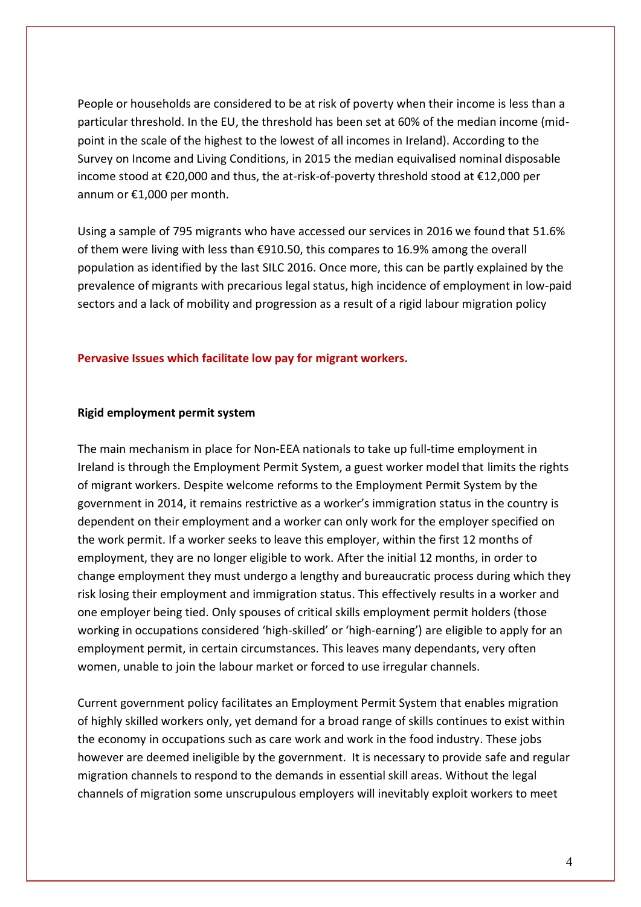People or households are considered to be at risk of poverty when their income is less than a particular threshold. In the EU, the threshold has been set at 60% of the median income (mid-point in the scale of the highest to the lowest of all incomes in Ireland). According to the Survey on Income and Living Conditions, in 2015 the median equivalised nominal disposable income stood at €20,000 and thus, the at-risk-of-poverty threshold stood at €12,000 per annum or €1,000 per month.

Using a sample of 795 migrants who have accessed our services in 2016 we found that 51.6% of them were living with less than €910.50, this compares to 16.9% among the overall population as identified by the last SILC 2016. Once more, this can be partly explained by the prevalence of migrants with precarious legal status, high incidence of employment in low-paid sectors and a lack of mobility and progression as a result of a rigid labour migration policy

## Pervasive Issues which facilitate low pay for migrant workers.

### Rigid employment permit system

The main mechanism in place for Non-EEA nationals to take up full-time employment in Ireland is through the Employment Permit System, a guest worker model that limits the rights of migrant workers. Despite welcome reforms to the Employment Permit System by the government in 2014, it remains restrictive as a worker's immigration status in the country is dependent on their employment and a worker can only work for the employer specified on the work permit. If a worker seeks to leave this employer, within the first 12 months of employment, they are no longer eligible to work. After the initial 12 months, in order to change employment they must undergo a lengthy and bureaucratic process during which they risk losing their employment and immigration status. This effectively results in a worker and one employer being tied. Only spouses of critical skills employment permit holders (those working in occupations considered 'high-skilled' or 'high-earning') are eligible to apply for an employment permit, in certain circumstances. This leaves many dependants, very often women, unable to join the labour market or forced to use irregular channels.

Current government policy facilitates an Employment Permit System that enables migration of highly skilled workers only, yet demand for a broad range of skills continues to exist within the economy in occupations such as care work and work in the food industry. These jobs however are deemed ineligible by the government. It is necessary to provide safe and regular migration channels to respond to the demands in essential skill areas. Without the legal channels of migration some unscrupulous employers will inevitably exploit workers to meet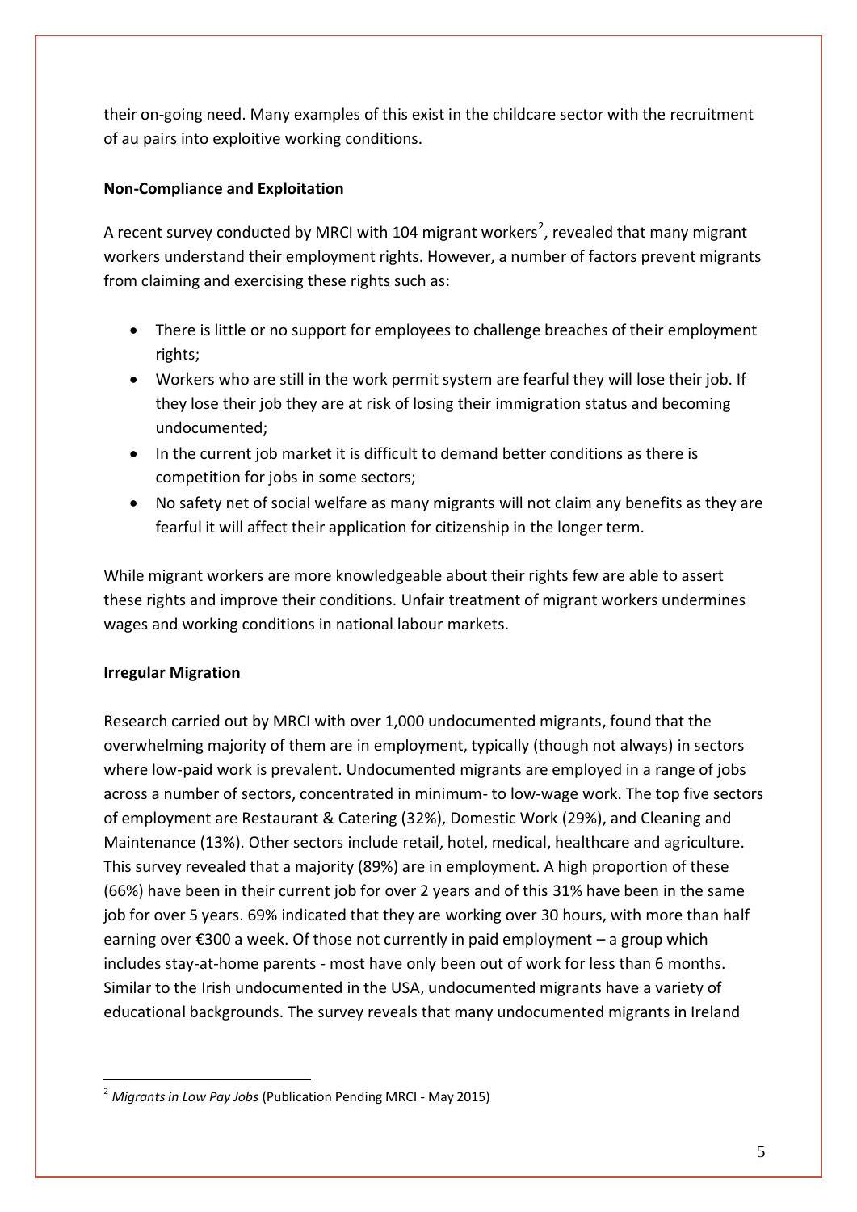their on-going need. Many examples of this exist in the childcare sector with the recruitment of au pairs into exploitive working conditions.

**Non-Compliance and Exploitation**

A recent survey conducted by MRCI with 104 migrant workers[2], revealed that many migrant workers understand their employment rights. However, a number of factors prevent migrants from claiming and exercising these rights such as:

- There is little or no support for employees to challenge breaches of their employment rights;
- Workers who are still in the work permit system are fearful they will lose their job. If they lose their job they are at risk of losing their immigration status and becoming undocumented;
- In the current job market it is difficult to demand better conditions as there is competition for jobs in some sectors;
- No safety net of social welfare as many migrants will not claim any benefits as they are fearful it will affect their application for citizenship in the longer term.

While migrant workers are more knowledgeable about their rights few are able to assert these rights and improve their conditions. Unfair treatment of migrant workers undermines wages and working conditions in national labour markets.

**Irregular Migration**

Research carried out by MRCI with over 1,000 undocumented migrants, found that the overwhelming majority of them are in employment, typically (though not always) in sectors where low-paid work is prevalent. Undocumented migrants are employed in a range of jobs across a number of sectors, concentrated in minimum- to low-wage work. The top five sectors of employment are Restaurant & Catering (32%), Domestic Work (29%), and Cleaning and Maintenance (13%). Other sectors include retail, hotel, medical, healthcare and agriculture. This survey revealed that a majority (89%) are in employment. A high proportion of these (66%) have been in their current job for over 2 years and of this 31% have been in the same job for over 5 years. 69% indicated that they are working over 30 hours, with more than half earning over €300 a week. Of those not currently in paid employment – a group which includes stay-at-home parents - most have only been out of work for less than 6 months. Similar to the Irish undocumented in the USA, undocumented migrants have a variety of educational backgrounds. The survey reveals that many undocumented migrants in Ireland

---

[2] *Migrants in Low Pay Jobs* (Publication Pending MRCI - May 2015)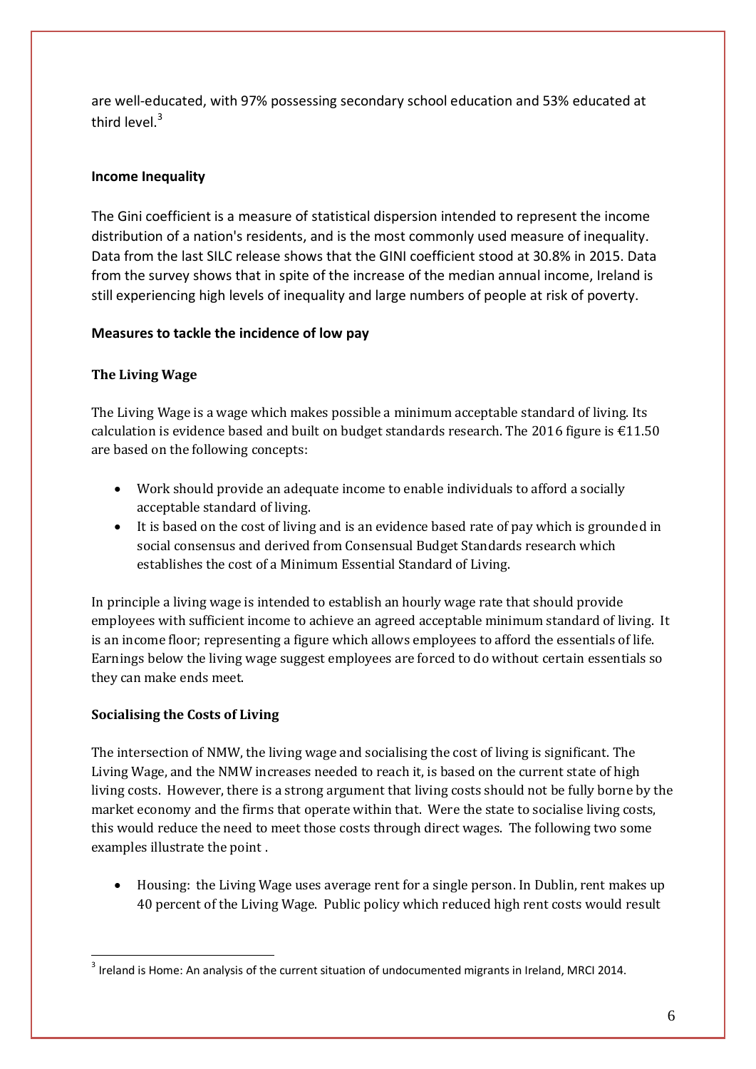are well-educated, with 97% possessing secondary school education and 53% educated at third level.[3]

**Income Inequality**

The Gini coefficient is a measure of statistical dispersion intended to represent the income distribution of a nation's residents, and is the most commonly used measure of inequality. Data from the last SILC release shows that the GINI coefficient stood at 30.8% in 2015. Data from the survey shows that in spite of the increase of the median annual income, Ireland is still experiencing high levels of inequality and large numbers of people at risk of poverty.

**Measures to tackle the incidence of low pay**

**The Living Wage**

The Living Wage is a wage which makes possible a minimum acceptable standard of living. Its calculation is evidence based and built on budget standards research. The 2016 figure is €11.50 are based on the following concepts:

- Work should provide an adequate income to enable individuals to afford a socially acceptable standard of living.
- It is based on the cost of living and is an evidence based rate of pay which is grounded in social consensus and derived from Consensual Budget Standards research which establishes the cost of a Minimum Essential Standard of Living.

In principle a living wage is intended to establish an hourly wage rate that should provide employees with sufficient income to achieve an agreed acceptable minimum standard of living. It is an income floor; representing a figure which allows employees to afford the essentials of life. Earnings below the living wage suggest employees are forced to do without certain essentials so they can make ends meet.

**Socialising the Costs of Living**

The intersection of NMW, the living wage and socialising the cost of living is significant. The Living Wage, and the NMW increases needed to reach it, is based on the current state of high living costs. However, there is a strong argument that living costs should not be fully borne by the market economy and the firms that operate within that. Were the state to socialise living costs, this would reduce the need to meet those costs through direct wages. The following two some examples illustrate the point .

- Housing: the Living Wage uses average rent for a single person. In Dublin, rent makes up 40 percent of the Living Wage. Public policy which reduced high rent costs would result

[3] Ireland is Home: An analysis of the current situation of undocumented migrants in Ireland, MRCI 2014.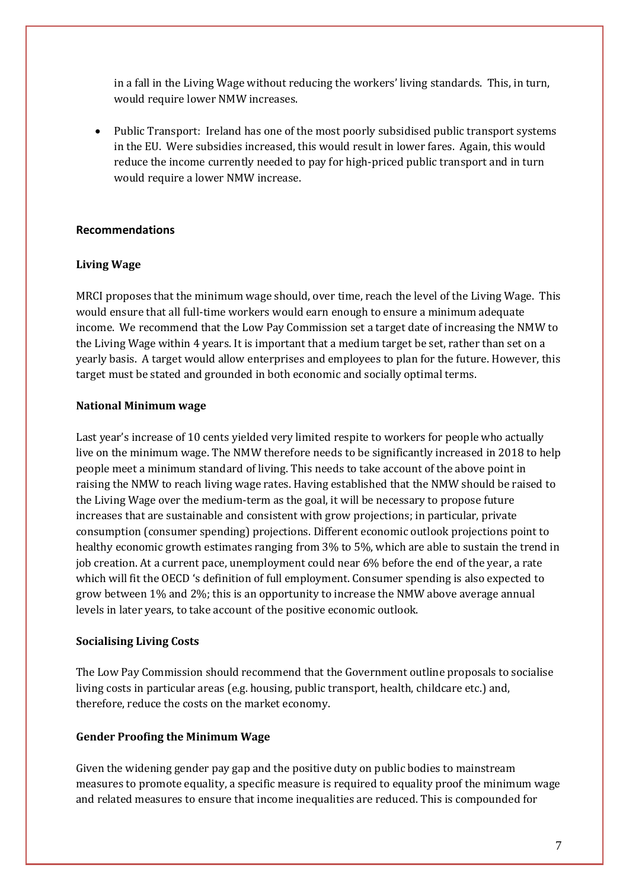in a fall in the Living Wage without reducing the workers' living standards. This, in turn, would require lower NMW increases.

- Public Transport: Ireland has one of the most poorly subsidised public transport systems in the EU. Were subsidies increased, this would result in lower fares. Again, this would reduce the income currently needed to pay for high-priced public transport and in turn would require a lower NMW increase.

## Recommendations

### Living Wage

MRCI proposes that the minimum wage should, over time, reach the level of the Living Wage. This would ensure that all full-time workers would earn enough to ensure a minimum adequate income. We recommend that the Low Pay Commission set a target date of increasing the NMW to the Living Wage within 4 years. It is important that a medium target be set, rather than set on a yearly basis. A target would allow enterprises and employees to plan for the future. However, this target must be stated and grounded in both economic and socially optimal terms.

### National Minimum wage

Last year's increase of 10 cents yielded very limited respite to workers for people who actually live on the minimum wage. The NMW therefore needs to be significantly increased in 2018 to help people meet a minimum standard of living. This needs to take account of the above point in raising the NMW to reach living wage rates. Having established that the NMW should be raised to the Living Wage over the medium-term as the goal, it will be necessary to propose future increases that are sustainable and consistent with grow projections; in particular, private consumption (consumer spending) projections. Different economic outlook projections point to healthy economic growth estimates ranging from 3% to 5%, which are able to sustain the trend in job creation. At a current pace, unemployment could near 6% before the end of the year, a rate which will fit the OECD 's definition of full employment. Consumer spending is also expected to grow between 1% and 2%; this is an opportunity to increase the NMW above average annual levels in later years, to take account of the positive economic outlook.

### Socialising Living Costs

The Low Pay Commission should recommend that the Government outline proposals to socialise living costs in particular areas (e.g. housing, public transport, health, childcare etc.) and, therefore, reduce the costs on the market economy.

### Gender Proofing the Minimum Wage

Given the widening gender pay gap and the positive duty on public bodies to mainstream measures to promote equality, a specific measure is required to equality proof the minimum wage and related measures to ensure that income inequalities are reduced. This is compounded for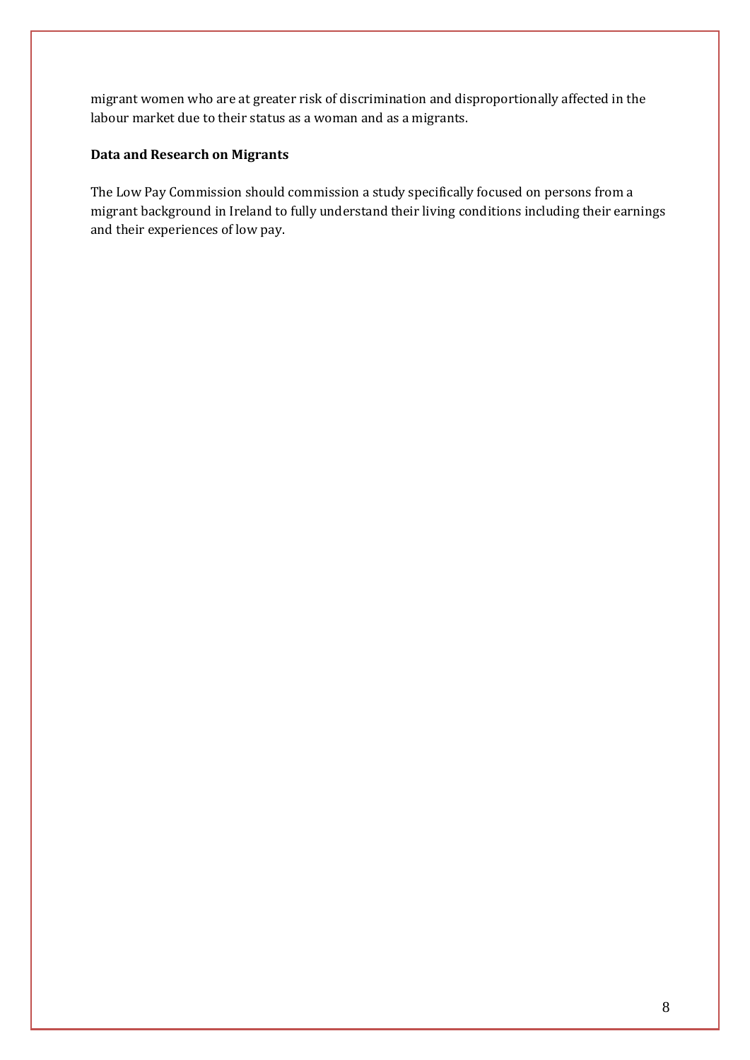migrant women who are at greater risk of discrimination and disproportionally affected in the labour market due to their status as a woman and as a migrants.

**Data and Research on Migrants**

The Low Pay Commission should commission a study specifically focused on persons from a migrant background in Ireland to fully understand their living conditions including their earnings and their experiences of low pay.